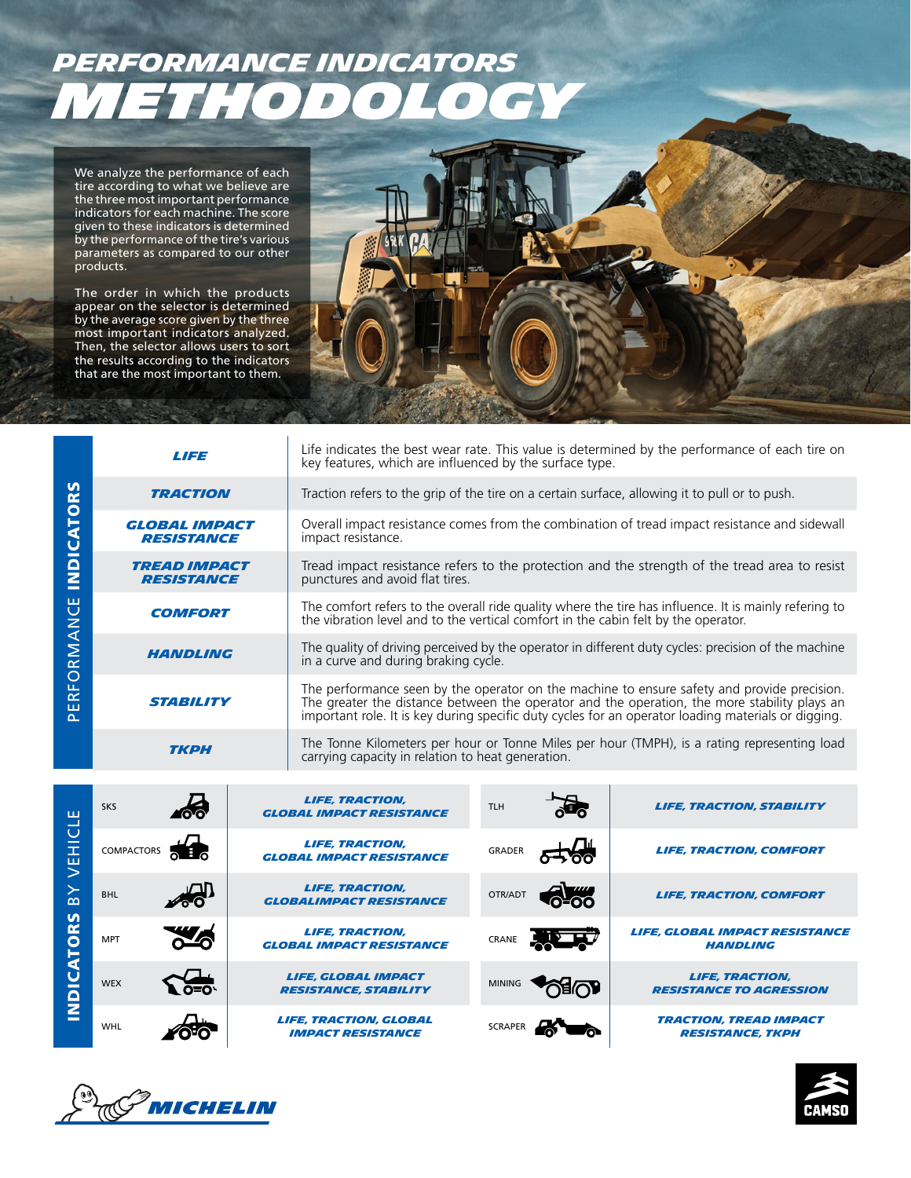# PERFORMANCE INDICATORS METHODOLOGY

We analyze the performance of each tire according to what we believe are the three most important performance indicators for each machine. The score given to these indicators is determined by the performance of the tire's various parameters as compared to our other products.

The order in which the products appear on the selector is determined by the average score given by the three most important indicators analyzed. Then, the selector allows users to sort the results according to the indicators that are the most important to them.

## PERFORMANCE INDICATORS

| Indicator | Description |
|---|---|
| ***LIFE*** | Life indicates the best wear rate. This value is determined by the performance of each tire on key features, which are influenced by the surface type. |
| ***TRACTION*** | Traction refers to the grip of the tire on a certain surface, allowing it to pull or to push. |
| ***GLOBAL IMPACT RESISTANCE*** | Overall impact resistance comes from the combination of tread impact resistance and sidewall impact resistance. |
| ***TREAD IMPACT RESISTANCE*** | Tread impact resistance refers to the protection and the strength of the tread area to resist punctures and avoid flat tires. |
| ***COMFORT*** | The comfort refers to the overall ride quality where the tire has influence. It is mainly refering to the vibration level and to the vertical comfort in the cabin felt by the operator. |
| ***HANDLING*** | The quality of driving perceived by the operator in different duty cycles: precision of the machine in a curve and during braking cycle. |
| ***STABILITY*** | The performance seen by the operator on the machine to ensure safety and provide precision. The greater the distance between the operator and the operation, the more stability plays an important role. It is key during specific duty cycles for an operator loading materials or digging. |
| ***TKPH*** | The Tonne Kilometers per hour or Tonne Miles per hour (TMPH), is a rating representing load carrying capacity in relation to heat generation. |

## INDICATORS BY VEHICLE

| Vehicle | Indicators | Vehicle | Indicators |
|---|---|---|---|
| SKS | ***LIFE, TRACTION, GLOBAL IMPACT RESISTANCE*** | TLH | ***LIFE, TRACTION, STABILITY*** |
| COMPACTORS | ***LIFE, TRACTION, GLOBAL IMPACT RESISTANCE*** | GRADER | ***LIFE, TRACTION, COMFORT*** |
| BHL | ***LIFE, TRACTION, GLOBALIMPACT RESISTANCE*** | OTR/ADT | ***LIFE, TRACTION, COMFORT*** |
| MPT | ***LIFE, TRACTION, GLOBAL IMPACT RESISTANCE*** | CRANE | ***LIFE, GLOBAL IMPACT RESISTANCE HANDLING*** |
| WEX | ***LIFE, GLOBAL IMPACT RESISTANCE, STABILITY*** | MINING | ***LIFE, TRACTION, RESISTANCE TO AGRESSION*** |
| WHL | ***LIFE, TRACTION, GLOBAL IMPACT RESISTANCE*** | SCRAPER | ***TRACTION, TREAD IMPACT RESISTANCE, TKPH*** |

MICHELIN

CAMSO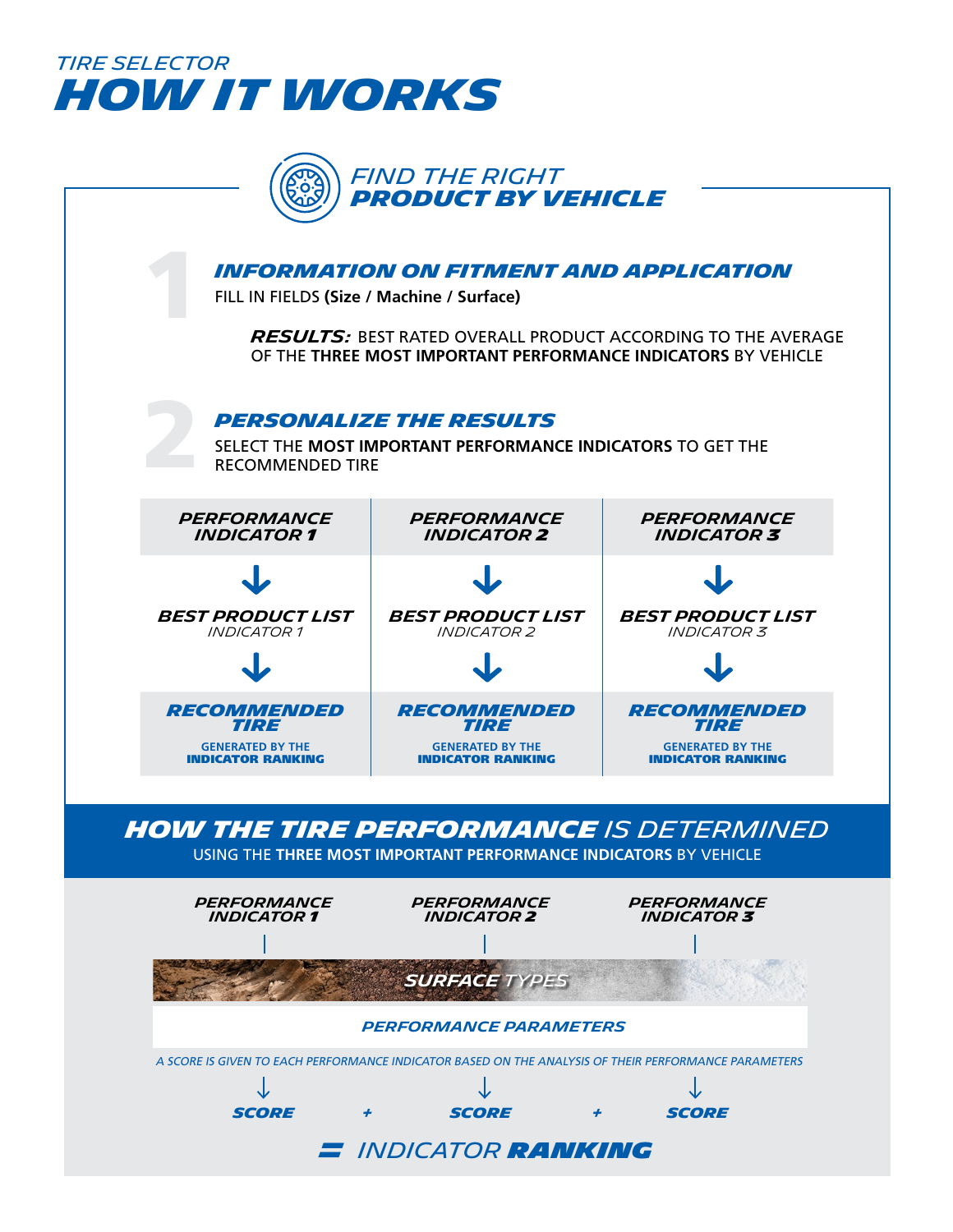# TIRE SELECTOR
# HOW IT WORKS

## FIND THE RIGHT PRODUCT BY VEHICLE

### 1 INFORMATION ON FITMENT AND APPLICATION

FILL IN FIELDS **(Size / Machine / Surface)**

***RESULTS:*** BEST RATED OVERALL PRODUCT ACCORDING TO THE AVERAGE OF THE **THREE MOST IMPORTANT PERFORMANCE INDICATORS** BY VEHICLE

### 2 PERSONALIZE THE RESULTS

SELECT THE **MOST IMPORTANT PERFORMANCE INDICATORS** TO GET THE RECOMMENDED TIRE

| PERFORMANCE INDICATOR 1 | PERFORMANCE INDICATOR 2 | PERFORMANCE INDICATOR 3 |
|---|---|---|
| ↓ | ↓ | ↓ |
| **BEST PRODUCT LIST** *INDICATOR 1* | **BEST PRODUCT LIST** *INDICATOR 2* | **BEST PRODUCT LIST** *INDICATOR 3* |
| ↓ | ↓ | ↓ |
| **RECOMMENDED TIRE** GENERATED BY THE **INDICATOR RANKING** | **RECOMMENDED TIRE** GENERATED BY THE **INDICATOR RANKING** | **RECOMMENDED TIRE** GENERATED BY THE **INDICATOR RANKING** |

## HOW THE TIRE PERFORMANCE IS DETERMINED

USING THE **THREE MOST IMPORTANT PERFORMANCE INDICATORS** BY VEHICLE

**PERFORMANCE INDICATOR 1** | **PERFORMANCE INDICATOR 2** | **PERFORMANCE INDICATOR 3**

SURFACE TYPES

PERFORMANCE PARAMETERS

*A SCORE IS GIVEN TO EACH PERFORMANCE INDICATOR BASED ON THE ANALYSIS OF THEIR PERFORMANCE PARAMETERS*

**SCORE** + **SCORE** + **SCORE**

**=** INDICATOR **RANKING**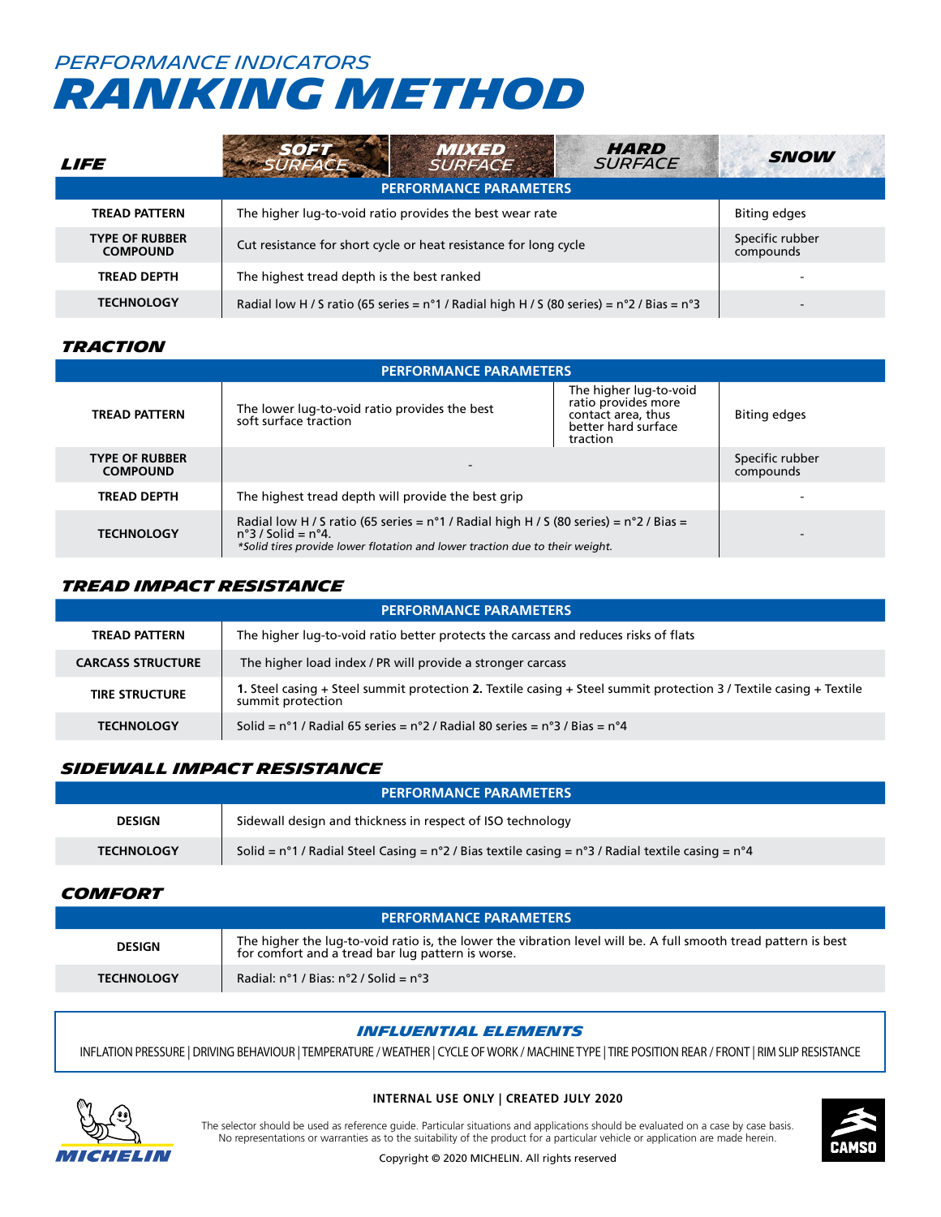## *PERFORMANCE INDICATORS*

# *RANKING METHOD*

### *LIFE*

| | SOFT SURFACE | MIXED SURFACE | HARD SURFACE | SNOW |
|---|---|---|---|---|
| | PERFORMANCE PARAMETERS | | | |
| **TREAD PATTERN** | The higher lug-to-void ratio provides the best wear rate | | | Biting edges |
| **TYPE OF RUBBER COMPOUND** | Cut resistance for short cycle or heat resistance for long cycle | | | Specific rubber compounds |
| **TREAD DEPTH** | The highest tread depth is the best ranked | | | - |
| **TECHNOLOGY** | Radial low H / S ratio (65 series = n°1 / Radial high H / S (80 series) = n°2 / Bias = n°3 | | | - |

### *TRACTION*

| | PERFORMANCE PARAMETERS | | | |
|---|---|---|---|---|
| **TREAD PATTERN** | The lower lug-to-void ratio provides the best soft surface traction | | The higher lug-to-void ratio provides more contact area, thus better hard surface traction | Biting edges |
| **TYPE OF RUBBER COMPOUND** | - | | | Specific rubber compounds |
| **TREAD DEPTH** | The highest tread depth will provide the best grip | | | - |
| **TECHNOLOGY** | Radial low H / S ratio (65 series = n°1 / Radial high H / S (80 series) = n°2 / Bias = n°3 / Solid = n°4. *\*Solid tires provide lower flotation and lower traction due to their weight.* | | | - |

### *TREAD IMPACT RESISTANCE*

| | PERFORMANCE PARAMETERS |
|---|---|
| **TREAD PATTERN** | The higher lug-to-void ratio better protects the carcass and reduces risks of flats |
| **CARCASS STRUCTURE** | The higher load index / PR will provide a stronger carcass |
| **TIRE STRUCTURE** | **1.** Steel casing + Steel summit protection **2.** Textile casing + Steel summit protection 3 / Textile casing + Textile summit protection |
| **TECHNOLOGY** | Solid = n°1 / Radial 65 series = n°2 / Radial 80 series = n°3 / Bias = n°4 |

### *SIDEWALL IMPACT RESISTANCE*

| | PERFORMANCE PARAMETERS |
|---|---|
| **DESIGN** | Sidewall design and thickness in respect of ISO technology |
| **TECHNOLOGY** | Solid = n°1 / Radial Steel Casing = n°2 / Bias textile casing = n°3 / Radial textile casing = n°4 |

### *COMFORT*

| | PERFORMANCE PARAMETERS |
|---|---|
| **DESIGN** | The higher the lug-to-void ratio is, the lower the vibration level will be. A full smooth tread pattern is best for comfort and a tread bar lug pattern is worse. |
| **TECHNOLOGY** | Radial: n°1 / Bias: n°2 / Solid = n°3 |

### *INFLUENTIAL ELEMENTS*

INFLATION PRESSURE | DRIVING BEHAVIOUR | TEMPERATURE / WEATHER | CYCLE OF WORK / MACHINE TYPE | TIRE POSITION REAR / FRONT | RIM SLIP RESISTANCE

MICHELIN

**INTERNAL USE ONLY | CREATED JULY 2020**

The selector should be used as reference guide. Particular situations and applications should be evaluated on a case by case basis. No representations or warranties as to the suitability of the product for a particular vehicle or application are made herein.

Copyright © 2020 MICHELIN. All rights reserved

CAMSO